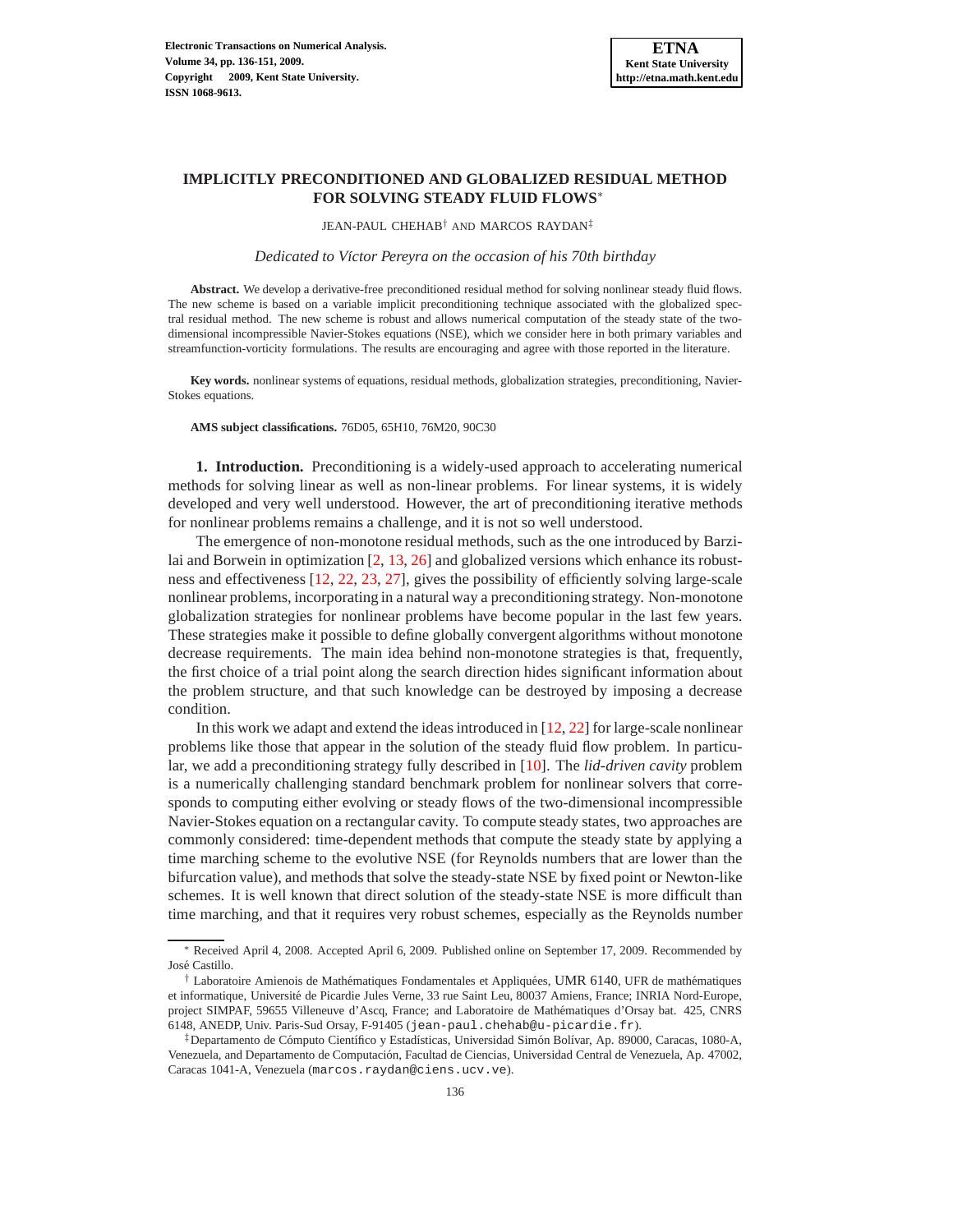# IMPLICITLY PRECONDITIONED AND GLOBALIZED RESIDUAL METHOD FOR SOLVING STEADY FLUID FLOWS*

JEAN-PAUL CHEHAB† AND MARCOS RAYDAN‡

*Dedicated to Víctor Pereyra on the occasion of his 70th birthday*

**Abstract.** We develop a derivative-free preconditioned residual method for solving nonlinear steady fluid flows. The new scheme is based on a variable implicit preconditioning technique associated with the globalized spectral residual method. The new scheme is robust and allows numerical computation of the steady state of the two-dimensional incompressible Navier-Stokes equations (NSE), which we consider here in both primary variables and streamfunction-vorticity formulations. The results are encouraging and agree with those reported in the literature.

**Key words.** nonlinear systems of equations, residual methods, globalization strategies, preconditioning, Navier-Stokes equations.

**AMS subject classifications.** 76D05, 65H10, 76M20, 90C30

**1. Introduction.** Preconditioning is a widely-used approach to accelerating numerical methods for solving linear as well as non-linear problems. For linear systems, it is widely developed and very well understood. However, the art of preconditioning iterative methods for nonlinear problems remains a challenge, and it is not so well understood.

The emergence of non-monotone residual methods, such as the one introduced by Barzilai and Borwein in optimization [2, 13, 26] and globalized versions which enhance its robustness and effectiveness [12, 22, 23, 27], gives the possibility of efficiently solving large-scale nonlinear problems, incorporating in a natural way a preconditioning strategy. Non-monotone globalization strategies for nonlinear problems have become popular in the last few years. These strategies make it possible to define globally convergent algorithms without monotone decrease requirements. The main idea behind non-monotone strategies is that, frequently, the first choice of a trial point along the search direction hides significant information about the problem structure, and that such knowledge can be destroyed by imposing a decrease condition.

In this work we adapt and extend the ideas introduced in [12, 22] for large-scale nonlinear problems like those that appear in the solution of the steady fluid flow problem. In particular, we add a preconditioning strategy fully described in [10]. The *lid-driven cavity* problem is a numerically challenging standard benchmark problem for nonlinear solvers that corresponds to computing either evolving or steady flows of the two-dimensional incompressible Navier-Stokes equation on a rectangular cavity. To compute steady states, two approaches are commonly considered: time-dependent methods that compute the steady state by applying a time marching scheme to the evolutive NSE (for Reynolds numbers that are lower than the bifurcation value), and methods that solve the steady-state NSE by fixed point or Newton-like schemes. It is well known that direct solution of the steady-state NSE is more difficult than time marching, and that it requires very robust schemes, especially as the Reynolds number

---

* Received April 4, 2008. Accepted April 6, 2009. Published online on September 17, 2009. Recommended by José Castillo.

† Laboratoire Amienois de Mathématiques Fondamentales et Appliquées, UMR 6140, UFR de mathématiques et informatique, Université de Picardie Jules Verne, 33 rue Saint Leu, 80037 Amiens, France; INRIA Nord-Europe, project SIMPAF, 59655 Villeneuve d'Ascq, France; and Laboratoire de Mathématiques d'Orsay bat. 425, CNRS 6148, ANEDP, Univ. Paris-Sud Orsay, F-91405 (jean-paul.chehab@u-picardie.fr).

‡ Departamento de Cómputo Científico y Estadísticas, Universidad Simón Bolívar, Ap. 89000, Caracas, 1080-A, Venezuela, and Departamento de Computación, Facultad de Ciencias, Universidad Central de Venezuela, Ap. 47002, Caracas 1041-A, Venezuela (marcos.raydan@ciens.ucv.ve).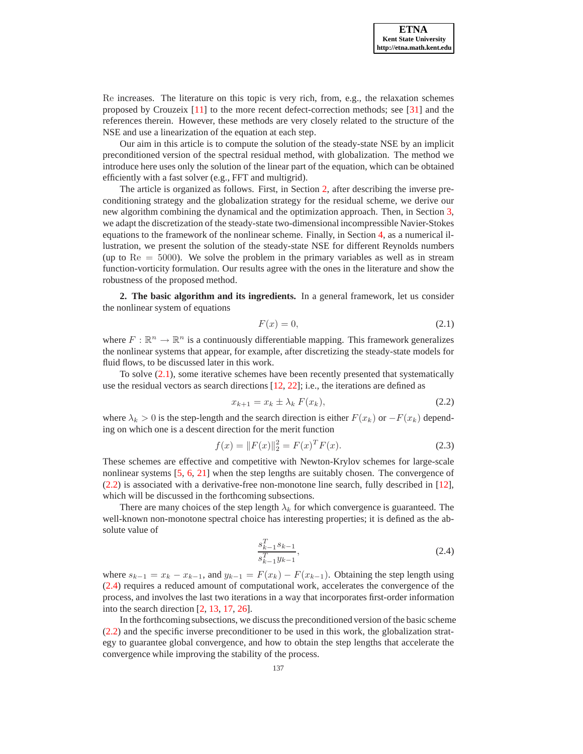$\mathrm{Re}$ increases. The literature on this topic is very rich, from, e.g., the relaxation schemes proposed by Crouzeix [11] to the more recent defect-correction methods; see [31] and the references therein. However, these methods are very closely related to the structure of the NSE and use a linearization of the equation at each step.

Our aim in this article is to compute the solution of the steady-state NSE by an implicit preconditioned version of the spectral residual method, with globalization. The method we introduce here uses only the solution of the linear part of the equation, which can be obtained efficiently with a fast solver (e.g., FFT and multigrid).

The article is organized as follows. First, in Section 2, after describing the inverse preconditioning strategy and the globalization strategy for the residual scheme, we derive our new algorithm combining the dynamical and the optimization approach. Then, in Section 3, we adapt the discretization of the steady-state two-dimensional incompressible Navier-Stokes equations to the framework of the nonlinear scheme. Finally, in Section 4, as a numerical illustration, we present the solution of the steady-state NSE for different Reynolds numbers (up to $\mathrm{Re} = 5000$). We solve the problem in the primary variables as well as in stream function-vorticity formulation. Our results agree with the ones in the literature and show the robustness of the proposed method.

**2. The basic algorithm and its ingredients.** In a general framework, let us consider the nonlinear system of equations

$$F(x) = 0, \tag{2.1}$$

where $F : \mathbb{R}^n \to \mathbb{R}^n$ is a continuously differentiable mapping. This framework generalizes the nonlinear systems that appear, for example, after discretizing the steady-state models for fluid flows, to be discussed later in this work.

To solve (2.1), some iterative schemes have been recently presented that systematically use the residual vectors as search directions [12, 22]; i.e., the iterations are defined as

$$x_{k+1} = x_k \pm \lambda_k \, F(x_k), \tag{2.2}$$

where $\lambda_k > 0$ is the step-length and the search direction is either $F(x_k)$ or $-F(x_k)$ depending on which one is a descent direction for the merit function

$$f(x) = \|F(x)\|_2^2 = F(x)^T F(x). \tag{2.3}$$

These schemes are effective and competitive with Newton-Krylov schemes for large-scale nonlinear systems [5, 6, 21] when the step lengths are suitably chosen. The convergence of (2.2) is associated with a derivative-free non-monotone line search, fully described in [12], which will be discussed in the forthcoming subsections.

There are many choices of the step length $\lambda_k$ for which convergence is guaranteed. The well-known non-monotone spectral choice has interesting properties; it is defined as the absolute value of

$$\frac{s_{k-1}^T s_{k-1}}{s_{k-1}^T y_{k-1}}, \tag{2.4}$$

where $s_{k-1} = x_k - x_{k-1}$, and $y_{k-1} = F(x_k) - F(x_{k-1})$. Obtaining the step length using (2.4) requires a reduced amount of computational work, accelerates the convergence of the process, and involves the last two iterations in a way that incorporates first-order information into the search direction [2, 13, 17, 26].

In the forthcoming subsections, we discuss the preconditioned version of the basic scheme (2.2) and the specific inverse preconditioner to be used in this work, the globalization strategy to guarantee global convergence, and how to obtain the step lengths that accelerate the convergence while improving the stability of the process.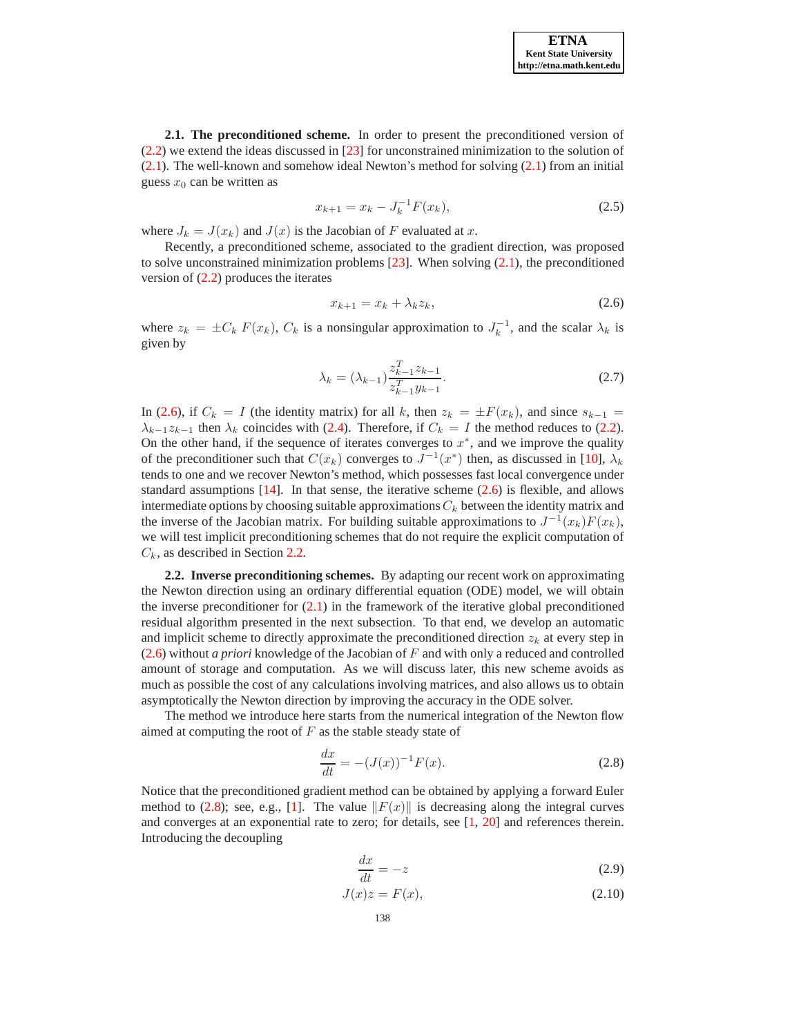**2.1. The preconditioned scheme.** In order to present the preconditioned version of (2.2) we extend the ideas discussed in [23] for unconstrained minimization to the solution of (2.1). The well-known and somehow ideal Newton's method for solving (2.1) from an initial guess $x_0$ can be written as

$$x_{k+1} = x_k - J_k^{-1} F(x_k), \tag{2.5}$$

where $J_k = J(x_k)$ and $J(x)$ is the Jacobian of $F$ evaluated at $x$.

Recently, a preconditioned scheme, associated to the gradient direction, was proposed to solve unconstrained minimization problems [23]. When solving (2.1), the preconditioned version of (2.2) produces the iterates

$$x_{k+1} = x_k + \lambda_k z_k, \tag{2.6}$$

where $z_k = \pm C_k \, F(x_k)$, $C_k$ is a nonsingular approximation to $J_k^{-1}$, and the scalar $\lambda_k$ is given by

$$\lambda_k = (\lambda_{k-1}) \frac{z_{k-1}^T z_{k-1}}{z_{k-1}^T y_{k-1}}. \tag{2.7}$$

In (2.6), if $C_k = I$ (the identity matrix) for all $k$, then $z_k = \pm F(x_k)$, and since $s_{k-1} = \lambda_{k-1} z_{k-1}$ then $\lambda_k$ coincides with (2.4). Therefore, if $C_k = I$ the method reduces to (2.2). On the other hand, if the sequence of iterates converges to $x^*$, and we improve the quality of the preconditioner such that $C(x_k)$ converges to $J^{-1}(x^*)$ then, as discussed in [10], $\lambda_k$ tends to one and we recover Newton's method, which possesses fast local convergence under standard assumptions [14]. In that sense, the iterative scheme (2.6) is flexible, and allows intermediate options by choosing suitable approximations $C_k$ between the identity matrix and the inverse of the Jacobian matrix. For building suitable approximations to $J^{-1}(x_k)F(x_k)$, we will test implicit preconditioning schemes that do not require the explicit computation of $C_k$, as described in Section 2.2.

**2.2. Inverse preconditioning schemes.** By adapting our recent work on approximating the Newton direction using an ordinary differential equation (ODE) model, we will obtain the inverse preconditioner for (2.1) in the framework of the iterative global preconditioned residual algorithm presented in the next subsection. To that end, we develop an automatic and implicit scheme to directly approximate the preconditioned direction $z_k$ at every step in (2.6) without *a priori* knowledge of the Jacobian of $F$ and with only a reduced and controlled amount of storage and computation. As we will discuss later, this new scheme avoids as much as possible the cost of any calculations involving matrices, and also allows us to obtain asymptotically the Newton direction by improving the accuracy in the ODE solver.

The method we introduce here starts from the numerical integration of the Newton flow aimed at computing the root of $F$ as the stable steady state of

$$\frac{dx}{dt} = -(J(x))^{-1} F(x). \tag{2.8}$$

Notice that the preconditioned gradient method can be obtained by applying a forward Euler method to (2.8); see, e.g., [1]. The value $\|F(x)\|$ is decreasing along the integral curves and converges at an exponential rate to zero; for details, see [1, 20] and references therein. Introducing the decoupling

$$\frac{dx}{dt} = -z \tag{2.9}$$

$$J(x)z = F(x), \tag{2.10}$$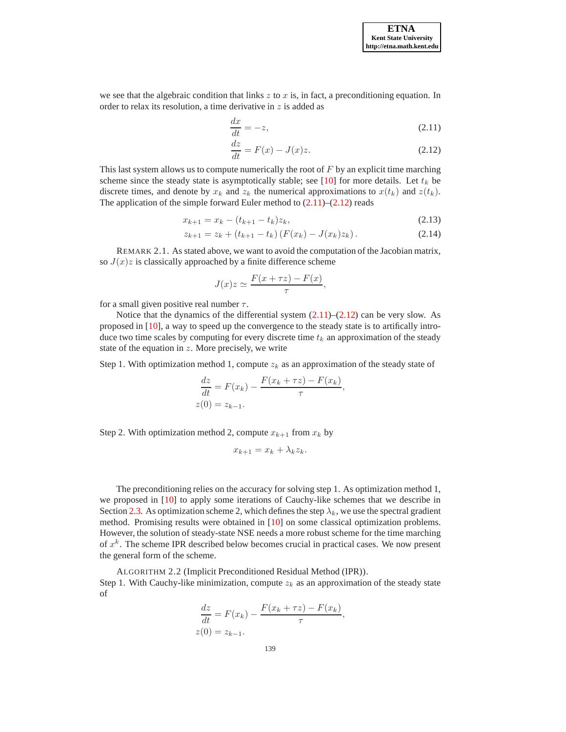we see that the algebraic condition that links $z$ to $x$ is, in fact, a preconditioning equation. In order to relax its resolution, a time derivative in $z$ is added as

$$\frac{dx}{dt} = -z, \tag{2.11}$$

$$\frac{dz}{dt} = F(x) - J(x)z. \tag{2.12}$$

This last system allows us to compute numerically the root of $F$ by an explicit time marching scheme since the steady state is asymptotically stable; see [10] for more details. Let $t_k$ be discrete times, and denote by $x_k$ and $z_k$ the numerical approximations to $x(t_k)$ and $z(t_k)$. The application of the simple forward Euler method to (2.11)–(2.12) reads

$$x_{k+1} = x_k - (t_{k+1} - t_k)z_k, \tag{2.13}$$

$$z_{k+1} = z_k + (t_{k+1} - t_k)\left(F(x_k) - J(x_k)z_k\right). \tag{2.14}$$

REMARK 2.1. As stated above, we want to avoid the computation of the Jacobian matrix, so $J(x)z$ is classically approached by a finite difference scheme

$$J(x)z \simeq \frac{F(x + \tau z) - F(x)}{\tau},$$

for a small given positive real number $\tau$.

Notice that the dynamics of the differential system (2.11)–(2.12) can be very slow. As proposed in [10], a way to speed up the convergence to the steady state is to artifically introduce two time scales by computing for every discrete time $t_k$ an approximation of the steady state of the equation in $z$. More precisely, we write

Step 1. With optimization method 1, compute $z_k$ as an approximation of the steady state of

$$\frac{dz}{dt} = F(x_k) - \frac{F(x_k + \tau z) - F(x_k)}{\tau},$$
$$z(0) = z_{k-1}.$$

Step 2. With optimization method 2, compute $x_{k+1}$ from $x_k$ by

$$x_{k+1} = x_k + \lambda_k z_k.$$

The preconditioning relies on the accuracy for solving step 1. As optimization method 1, we proposed in [10] to apply some iterations of Cauchy-like schemes that we describe in Section 2.3. As optimization scheme 2, which defines the step $\lambda_k$, we use the spectral gradient method. Promising results were obtained in [10] on some classical optimization problems. However, the solution of steady-state NSE needs a more robust scheme for the time marching of $x^k$. The scheme IPR described below becomes crucial in practical cases. We now present the general form of the scheme.

ALGORITHM 2.2 (Implicit Preconditioned Residual Method (IPR)).
Step 1. With Cauchy-like minimization, compute $z_k$ as an approximation of the steady state of

$$\frac{dz}{dt} = F(x_k) - \frac{F(x_k + \tau z) - F(x_k)}{\tau},$$
$$z(0) = z_{k-1}.$$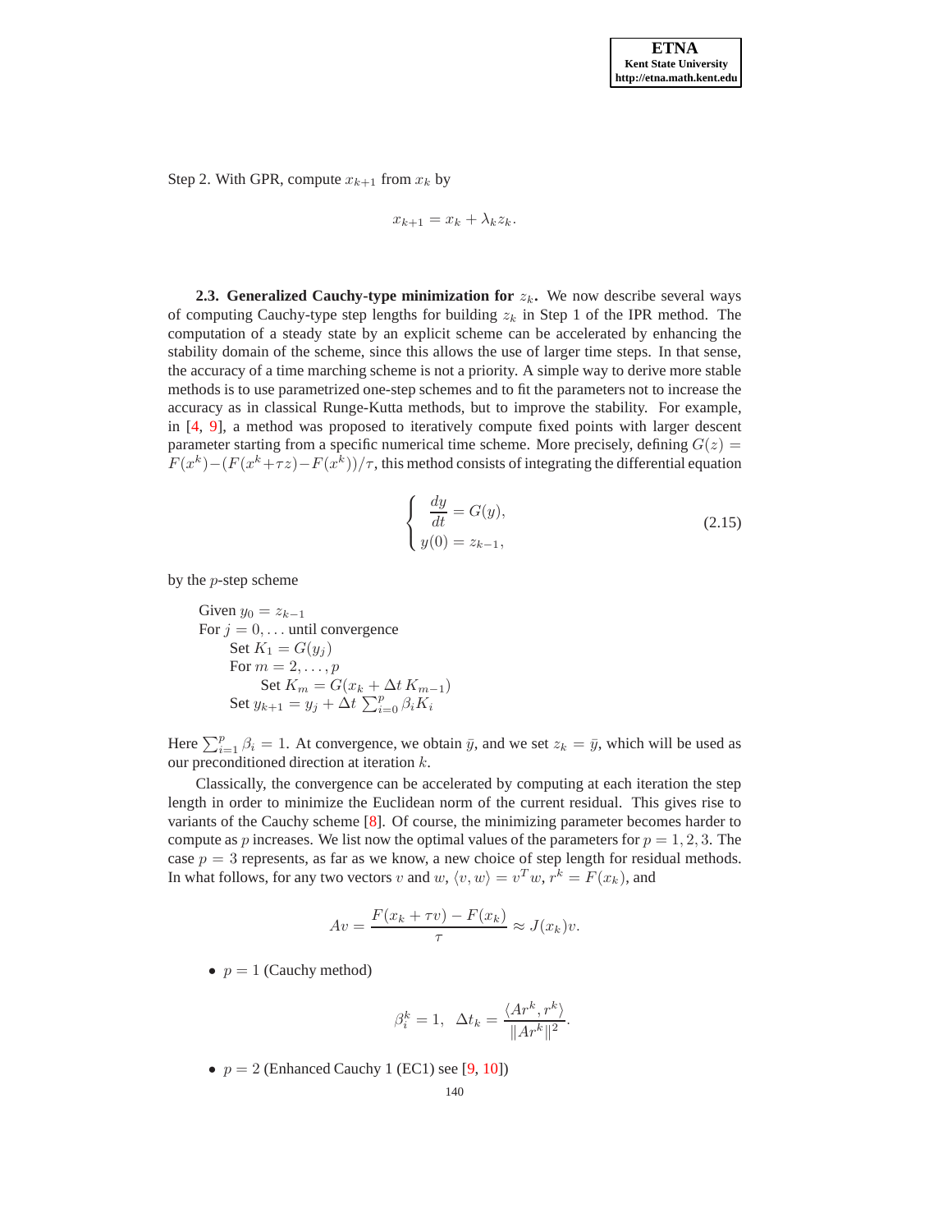Step 2. With GPR, compute $x_{k+1}$ from $x_k$ by

$$x_{k+1} = x_k + \lambda_k z_k.$$

### 2.3. Generalized Cauchy-type minimization for $z_k$.

We now describe several ways of computing Cauchy-type step lengths for building $z_k$ in Step 1 of the IPR method. The computation of a steady state by an explicit scheme can be accelerated by enhancing the stability domain of the scheme, since this allows the use of larger time steps. In that sense, the accuracy of a time marching scheme is not a priority. A simple way to derive more stable methods is to use parametrized one-step schemes and to fit the parameters not to increase the accuracy as in classical Runge-Kutta methods, but to improve the stability. For example, in [4, 9], a method was proposed to iteratively compute fixed points with larger descent parameter starting from a specific numerical time scheme. More precisely, defining $G(z) = F(x^k) - (F(x^k + \tau z) - F(x^k))/\tau$, this method consists of integrating the differential equation

$$\begin{cases} \dfrac{dy}{dt} = G(y), \\ y(0) = z_{k-1}, \end{cases} \tag{2.15}$$

by the $p$-step scheme

Given $y_0 = z_{k-1}$
For $j = 0, \ldots$ until convergence
  Set $K_1 = G(y_j)$
  For $m = 2, \ldots, p$
    Set $K_m = G(x_k + \Delta t\, K_{m-1})$
  Set $y_{k+1} = y_j + \Delta t \sum_{i=0}^{p} \beta_i K_i$

Here $\sum_{i=1}^{p} \beta_i = 1$. At convergence, we obtain $\bar{y}$, and we set $z_k = \bar{y}$, which will be used as our preconditioned direction at iteration $k$.

Classically, the convergence can be accelerated by computing at each iteration the step length in order to minimize the Euclidean norm of the current residual. This gives rise to variants of the Cauchy scheme [8]. Of course, the minimizing parameter becomes harder to compute as $p$ increases. We list now the optimal values of the parameters for $p = 1, 2, 3$. The case $p = 3$ represents, as far as we know, a new choice of step length for residual methods. In what follows, for any two vectors $v$ and $w$, $\langle v, w \rangle = v^T w$, $r^k = F(x_k)$, and

$$Av = \frac{F(x_k + \tau v) - F(x_k)}{\tau} \approx J(x_k)v.$$

- $p = 1$ (Cauchy method)

$$\beta_i^k = 1, \quad \Delta t_k = \frac{\langle Ar^k, r^k \rangle}{\|Ar^k\|^2}.$$

- $p = 2$ (Enhanced Cauchy 1 (EC1) see [9, 10])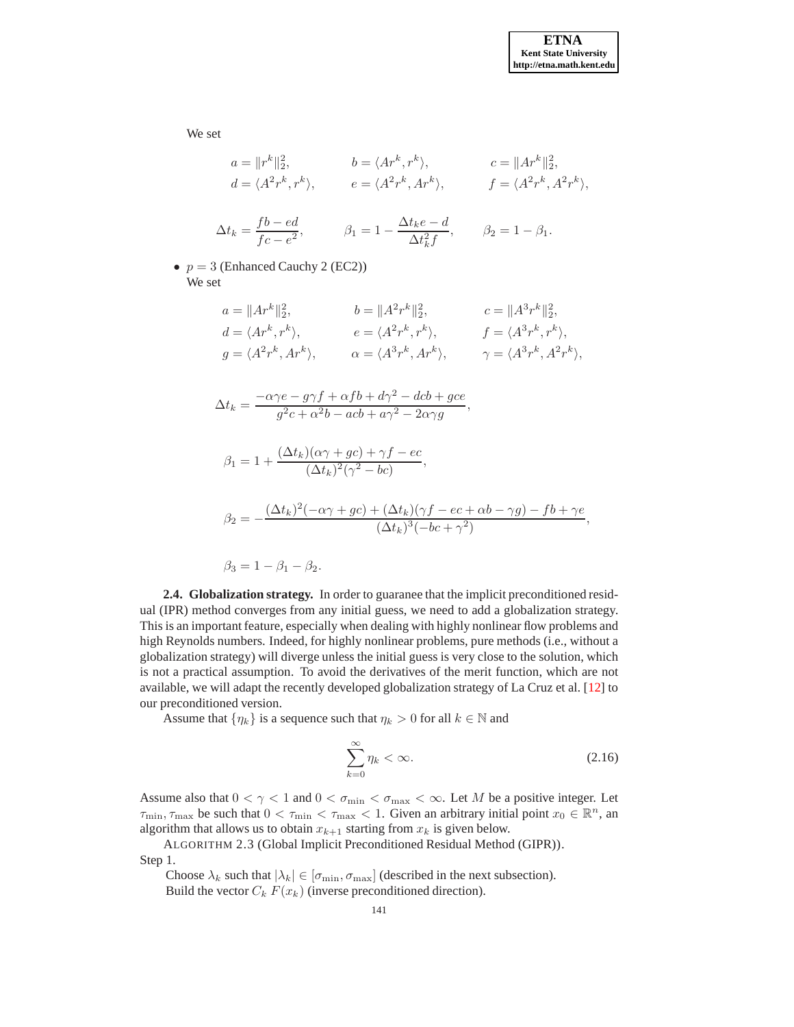We set

$$a = \|r^k\|_2^2, \qquad b = \langle Ar^k, r^k\rangle, \qquad c = \|Ar^k\|_2^2,$$
$$d = \langle A^2 r^k, r^k\rangle, \qquad e = \langle A^2 r^k, Ar^k\rangle, \qquad f = \langle A^2 r^k, A^2 r^k\rangle,$$

$$\Delta t_k = \frac{fb - ed}{fc - e^2}, \qquad \beta_1 = 1 - \frac{\Delta t_k e - d}{\Delta t_k^2 f}, \qquad \beta_2 = 1 - \beta_1.$$

- $p = 3$ (Enhanced Cauchy 2 (EC2))
  We set

$$a = \|Ar^k\|_2^2, \qquad b = \|A^2 r^k\|_2^2, \qquad c = \|A^3 r^k\|_2^2,$$
$$d = \langle Ar^k, r^k\rangle, \qquad e = \langle A^2 r^k, r^k\rangle, \qquad f = \langle A^3 r^k, r^k\rangle,$$
$$g = \langle A^2 r^k, Ar^k\rangle, \qquad \alpha = \langle A^3 r^k, Ar^k\rangle, \qquad \gamma = \langle A^3 r^k, A^2 r^k\rangle,$$

$$\Delta t_k = \frac{-\alpha\gamma e - g\gamma f + \alpha f b + d\gamma^2 - dcb + gce}{g^2 c + \alpha^2 b - acb + a\gamma^2 - 2\alpha\gamma g},$$

$$\beta_1 = 1 + \frac{(\Delta t_k)(\alpha\gamma + gc) + \gamma f - ec}{(\Delta t_k)^2(\gamma^2 - bc)},$$

$$\beta_2 = -\frac{(\Delta t_k)^2(-\alpha\gamma + gc) + (\Delta t_k)(\gamma f - ec + \alpha b - \gamma g) - fb + \gamma e}{(\Delta t_k)^3(-bc + \gamma^2)},$$

$$\beta_3 = 1 - \beta_1 - \beta_2.$$

**2.4. Globalization strategy.** In order to guaranee that the implicit preconditioned residual (IPR) method converges from any initial guess, we need to add a globalization strategy. This is an important feature, especially when dealing with highly nonlinear flow problems and high Reynolds numbers. Indeed, for highly nonlinear problems, pure methods (i.e., without a globalization strategy) will diverge unless the initial guess is very close to the solution, which is not a practical assumption. To avoid the derivatives of the merit function, which are not available, we will adapt the recently developed globalization strategy of La Cruz et al. [12] to our preconditioned version.

Assume that $\{\eta_k\}$ is a sequence such that $\eta_k > 0$ for all $k \in \mathbb{N}$ and

$$\sum_{k=0}^{\infty} \eta_k < \infty. \tag{2.16}$$

Assume also that $0 < \gamma < 1$ and $0 < \sigma_{\min} < \sigma_{\max} < \infty$. Let $M$ be a positive integer. Let $\tau_{\min}, \tau_{\max}$ be such that $0 < \tau_{\min} < \tau_{\max} < 1$. Given an arbitrary initial point $x_0 \in \mathbb{R}^n$, an algorithm that allows us to obtain $x_{k+1}$ starting from $x_k$ is given below.

ALGORITHM 2.3 (Global Implicit Preconditioned Residual Method (GIPR)).

Step 1.

Choose $\lambda_k$ such that $|\lambda_k| \in [\sigma_{\min}, \sigma_{\max}]$ (described in the next subsection).

Build the vector $C_k\, F(x_k)$ (inverse preconditioned direction).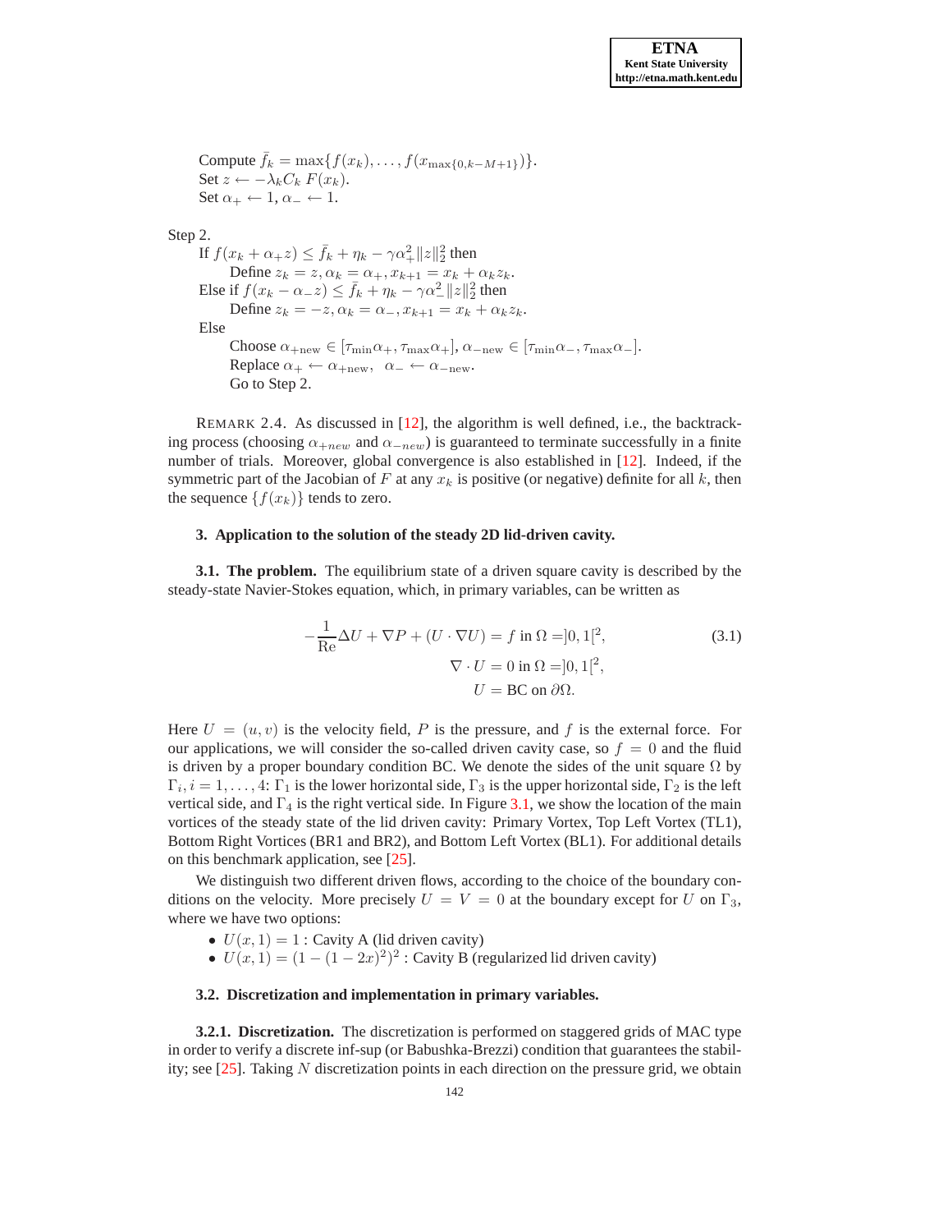Compute $\bar{f}_k = \max\{f(x_k), \ldots, f(x_{\max\{0,k-M+1\}})\}$.
Set $z \leftarrow -\lambda_k C_k \, F(x_k)$.
Set $\alpha_+ \leftarrow 1$, $\alpha_- \leftarrow 1$.

Step 2.
If $f(x_k + \alpha_+ z) \leq \bar{f}_k + \eta_k - \gamma\alpha_+^2 \|z\|_2^2$ then
Define $z_k = z, \alpha_k = \alpha_+, x_{k+1} = x_k + \alpha_k z_k$.
Else if $f(x_k - \alpha_- z) \leq \bar{f}_k + \eta_k - \gamma\alpha_-^2 \|z\|_2^2$ then
Define $z_k = -z, \alpha_k = \alpha_-, x_{k+1} = x_k + \alpha_k z_k$.
Else
Choose $\alpha_{+\mathrm{new}} \in [\tau_{\min}\alpha_+, \tau_{\max}\alpha_+]$, $\alpha_{-\mathrm{new}} \in [\tau_{\min}\alpha_-, \tau_{\max}\alpha_-]$.
Replace $\alpha_+ \leftarrow \alpha_{+\mathrm{new}}, \;\; \alpha_- \leftarrow \alpha_{-\mathrm{new}}$.
Go to Step 2.

REMARK 2.4. As discussed in [12], the algorithm is well defined, i.e., the backtracking process (choosing $\alpha_{+new}$ and $\alpha_{-new}$) is guaranteed to terminate successfully in a finite number of trials. Moreover, global convergence is also established in [12]. Indeed, if the symmetric part of the Jacobian of $F$ at any $x_k$ is positive (or negative) definite for all $k$, then the sequence $\{f(x_k)\}$ tends to zero.

## 3. Application to the solution of the steady 2D lid-driven cavity.

### 3.1. The problem.

The equilibrium state of a driven square cavity is described by the steady-state Navier-Stokes equation, which, in primary variables, can be written as

$$
\begin{aligned}
-\frac{1}{\mathrm{Re}}\Delta U + \nabla P + (U \cdot \nabla U) &= f \text{ in } \Omega = ]0,1[^2, \\
\nabla \cdot U &= 0 \text{ in } \Omega = ]0,1[^2, \\
U &= \mathrm{BC} \text{ on } \partial\Omega.
\end{aligned}
\tag{3.1}
$$

Here $U = (u,v)$ is the velocity field, $P$ is the pressure, and $f$ is the external force. For our applications, we will consider the so-called driven cavity case, so $f = 0$ and the fluid is driven by a proper boundary condition BC. We denote the sides of the unit square $\Omega$ by $\Gamma_i, i = 1, \ldots, 4$: $\Gamma_1$ is the lower horizontal side, $\Gamma_3$ is the upper horizontal side, $\Gamma_2$ is the left vertical side, and $\Gamma_4$ is the right vertical side. In Figure 3.1, we show the location of the main vortices of the steady state of the lid driven cavity: Primary Vortex, Top Left Vortex (TL1), Bottom Right Vortices (BR1 and BR2), and Bottom Left Vortex (BL1). For additional details on this benchmark application, see [25].

We distinguish two different driven flows, according to the choice of the boundary conditions on the velocity. More precisely $U = V = 0$ at the boundary except for $U$ on $\Gamma_3$, where we have two options:

- $U(x,1) = 1$ : Cavity A (lid driven cavity)
- $U(x,1) = (1-(1-2x)^2)^2$ : Cavity B (regularized lid driven cavity)

### 3.2. Discretization and implementation in primary variables.

#### 3.2.1. Discretization.

The discretization is performed on staggered grids of MAC type in order to verify a discrete inf-sup (or Babushka-Brezzi) condition that guarantees the stability; see [25]. Taking $N$ discretization points in each direction on the pressure grid, we obtain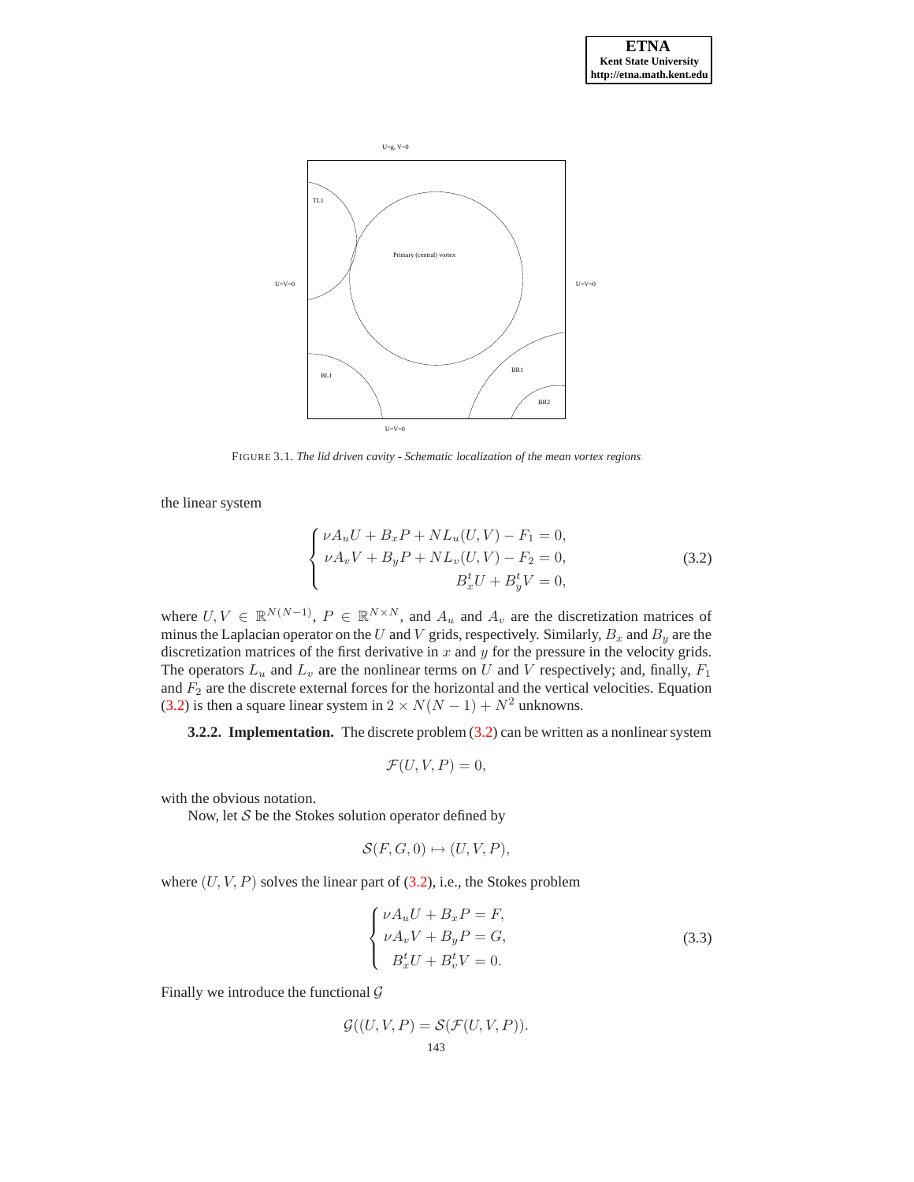U=g, V=0

U=V=0

U=V=0

U=V=0

TL1

Primary (central) vortex

BL1

BR1

BR2

FIGURE 3.1. *The lid driven cavity - Schematic localization of the mean vortex regions*

the linear system

$$
\begin{cases}
\nu A_u U + B_x P + NL_u(U,V) - F_1 = 0, \\
\nu A_v V + B_y P + NL_v(U,V) - F_2 = 0, \\
\qquad\qquad\qquad\quad B_x^t U + B_y^t V = 0,
\end{cases}
\tag{3.2}
$$

where $U, V \in \mathbb{R}^{N(N-1)}$, $P \in \mathbb{R}^{N \times N}$, and $A_u$ and $A_v$ are the discretization matrices of minus the Laplacian operator on the $U$ and $V$ grids, respectively. Similarly, $B_x$ and $B_y$ are the discretization matrices of the first derivative in $x$ and $y$ for the pressure in the velocity grids. The operators $L_u$ and $L_v$ are the nonlinear terms on $U$ and $V$ respectively; and, finally, $F_1$ and $F_2$ are the discrete external forces for the horizontal and the vertical velocities. Equation (3.2) is then a square linear system in $2 \times N(N-1) + N^2$ unknowns.

**3.2.2. Implementation.** The discrete problem (3.2) can be written as a nonlinear system

$$\mathcal{F}(U, V, P) = 0,$$

with the obvious notation.

Now, let $\mathcal{S}$ be the Stokes solution operator defined by

$$\mathcal{S}(F, G, 0) \mapsto (U, V, P),$$

where $(U, V, P)$ solves the linear part of (3.2), i.e., the Stokes problem

$$
\begin{cases}
\nu A_u U + B_x P = F, \\
\nu A_v V + B_y P = G, \\
\;\; B_x^t U + B_v^t V = 0.
\end{cases}
\tag{3.3}
$$

Finally we introduce the functional $\mathcal{G}$

$$\mathcal{G}((U, V, P) = \mathcal{S}(\mathcal{F}(U, V, P)).$$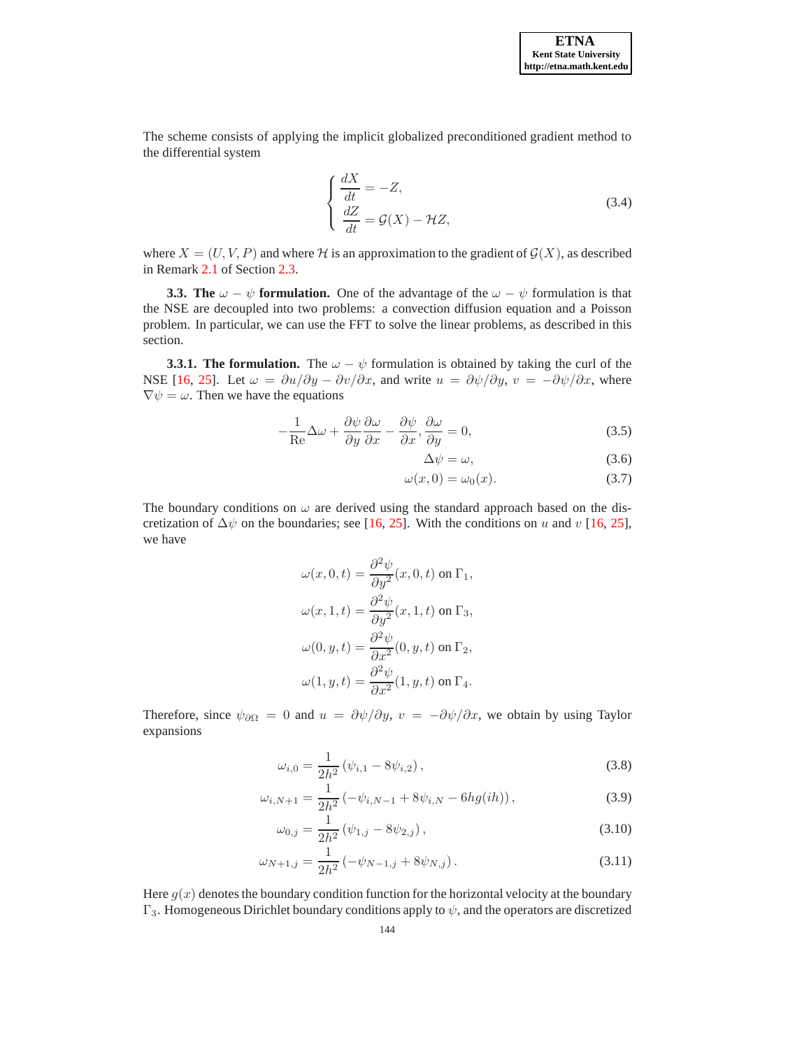The scheme consists of applying the implicit globalized preconditioned gradient method to the differential system

$$
\begin{cases} \dfrac{dX}{dt} = -Z, \\ \dfrac{dZ}{dt} = \mathcal{G}(X) - \mathcal{H}Z, \end{cases} \tag{3.4}
$$

where $X = (U, V, P)$ and where $\mathcal{H}$ is an approximation to the gradient of $\mathcal{G}(X)$, as described in Remark 2.1 of Section 2.3.

**3.3. The $\omega - \psi$ formulation.** One of the advantage of the $\omega - \psi$ formulation is that the NSE are decoupled into two problems: a convection diffusion equation and a Poisson problem. In particular, we can use the FFT to solve the linear problems, as described in this section.

**3.3.1. The formulation.** The $\omega - \psi$ formulation is obtained by taking the curl of the NSE [16, 25]. Let $\omega = \partial u/\partial y - \partial v/\partial x$, and write $u = \partial\psi/\partial y$, $v = -\partial\psi/\partial x$, where $\nabla\psi = \omega$. Then we have the equations

$$
-\frac{1}{\mathrm{Re}}\Delta\omega + \frac{\partial\psi}{\partial y}\frac{\partial\omega}{\partial x} - \frac{\partial\psi}{\partial x}, \frac{\partial\omega}{\partial y} = 0, \tag{3.5}
$$

$$
\Delta\psi = \omega, \tag{3.6}
$$

$$
\omega(x, 0) = \omega_0(x). \tag{3.7}
$$

The boundary conditions on $\omega$ are derived using the standard approach based on the discretization of $\Delta\psi$ on the boundaries; see [16, 25]. With the conditions on $u$ and $v$ [16, 25], we have

$$
\omega(x, 0, t) = \frac{\partial^2\psi}{\partial y^2}(x, 0, t) \text{ on } \Gamma_1,
$$

$$
\omega(x, 1, t) = \frac{\partial^2\psi}{\partial y^2}(x, 1, t) \text{ on } \Gamma_3,
$$

$$
\omega(0, y, t) = \frac{\partial^2\psi}{\partial x^2}(0, y, t) \text{ on } \Gamma_2,
$$

$$
\omega(1, y, t) = \frac{\partial^2\psi}{\partial x^2}(1, y, t) \text{ on } \Gamma_4.
$$

Therefore, since $\psi_{\partial\Omega} = 0$ and $u = \partial\psi/\partial y$, $v = -\partial\psi/\partial x$, we obtain by using Taylor expansions

$$
\omega_{i,0} = \frac{1}{2h^2}\left(\psi_{i,1} - 8\psi_{i,2}\right), \tag{3.8}
$$

$$
\omega_{i,N+1} = \frac{1}{2h^2}\left(-\psi_{i,N-1} + 8\psi_{i,N} - 6hg(ih)\right), \tag{3.9}
$$

$$
\omega_{0,j} = \frac{1}{2h^2}\left(\psi_{1,j} - 8\psi_{2,j}\right), \tag{3.10}
$$

$$
\omega_{N+1,j} = \frac{1}{2h^2}\left(-\psi_{N-1,j} + 8\psi_{N,j}\right). \tag{3.11}
$$

Here $g(x)$ denotes the boundary condition function for the horizontal velocity at the boundary $\Gamma_3$. Homogeneous Dirichlet boundary conditions apply to $\psi$, and the operators are discretized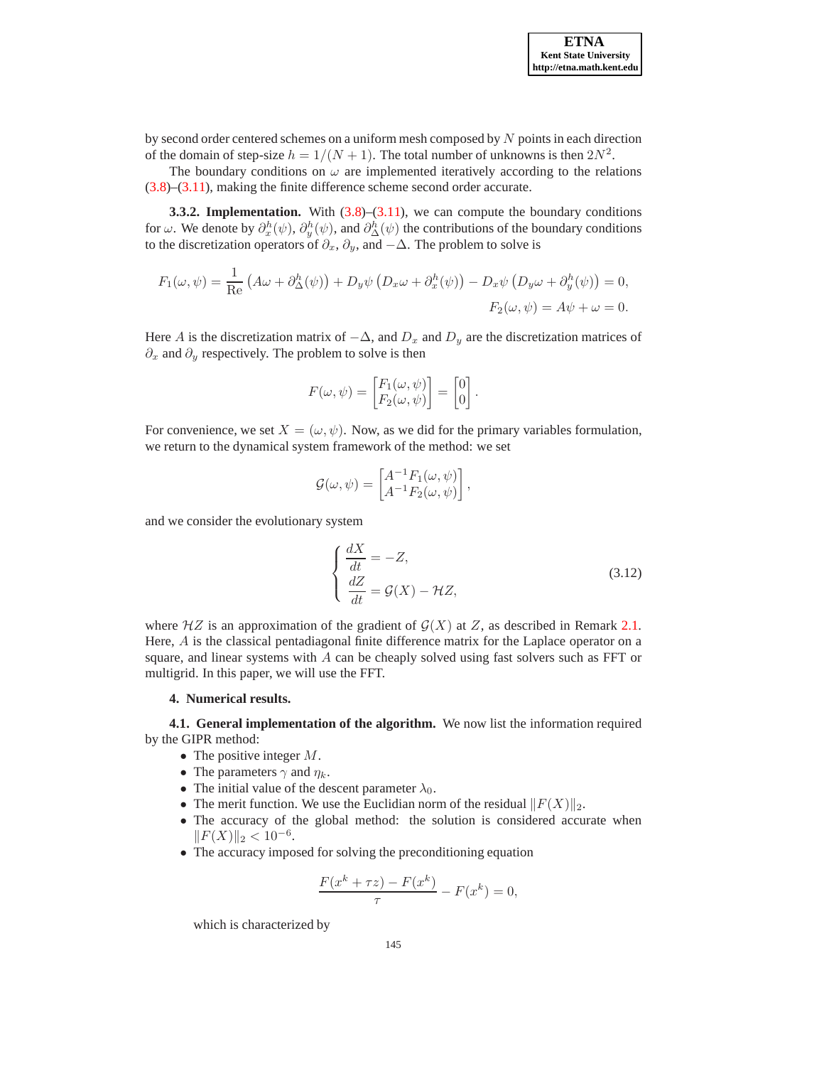by second order centered schemes on a uniform mesh composed by $N$ points in each direction of the domain of step-size $h = 1/(N+1)$. The total number of unknowns is then $2N^2$.

The boundary conditions on $\omega$ are implemented iteratively according to the relations (3.8)–(3.11), making the finite difference scheme second order accurate.

**3.3.2. Implementation.** With (3.8)–(3.11), we can compute the boundary conditions for $\omega$. We denote by $\partial_x^h(\psi)$, $\partial_y^h(\psi)$, and $\partial_\Delta^h(\psi)$ the contributions of the boundary conditions to the discretization operators of $\partial_x$, $\partial_y$, and $-\Delta$. The problem to solve is

$$F_1(\omega,\psi) = \frac{1}{\mathrm{Re}}\left(A\omega + \partial_\Delta^h(\psi)\right) + D_y\psi\left(D_x\omega + \partial_x^h(\psi)\right) - D_x\psi\left(D_y\omega + \partial_y^h(\psi)\right) = 0,$$
$$F_2(\omega,\psi) = A\psi + \omega = 0.$$

Here $A$ is the discretization matrix of $-\Delta$, and $D_x$ and $D_y$ are the discretization matrices of $\partial_x$ and $\partial_y$ respectively. The problem to solve is then

$$F(\omega,\psi) = \begin{bmatrix} F_1(\omega,\psi) \\ F_2(\omega,\psi) \end{bmatrix} = \begin{bmatrix} 0 \\ 0 \end{bmatrix}.$$

For convenience, we set $X = (\omega,\psi)$. Now, as we did for the primary variables formulation, we return to the dynamical system framework of the method: we set

$$\mathcal{G}(\omega,\psi) = \begin{bmatrix} A^{-1}F_1(\omega,\psi) \\ A^{-1}F_2(\omega,\psi) \end{bmatrix},$$

and we consider the evolutionary system

$$\begin{cases} \dfrac{dX}{dt} = -Z, \\ \dfrac{dZ}{dt} = \mathcal{G}(X) - \mathcal{H}Z, \end{cases} \tag{3.12}$$

where $\mathcal{H}Z$ is an approximation of the gradient of $\mathcal{G}(X)$ at $Z$, as described in Remark 2.1. Here, $A$ is the classical pentadiagonal finite difference matrix for the Laplace operator on a square, and linear systems with $A$ can be cheaply solved using fast solvers such as FFT or multigrid. In this paper, we will use the FFT.

## 4. Numerical results.

**4.1. General implementation of the algorithm.** We now list the information required by the GIPR method:

- The positive integer $M$.
- The parameters $\gamma$ and $\eta_k$.
- The initial value of the descent parameter $\lambda_0$.
- The merit function. We use the Euclidian norm of the residual $\|F(X)\|_2$.
- The accuracy of the global method: the solution is considered accurate when $\|F(X)\|_2 < 10^{-6}$.
- The accuracy imposed for solving the preconditioning equation

$$\frac{F(x^k + \tau z) - F(x^k)}{\tau} - F(x^k) = 0,$$

which is characterized by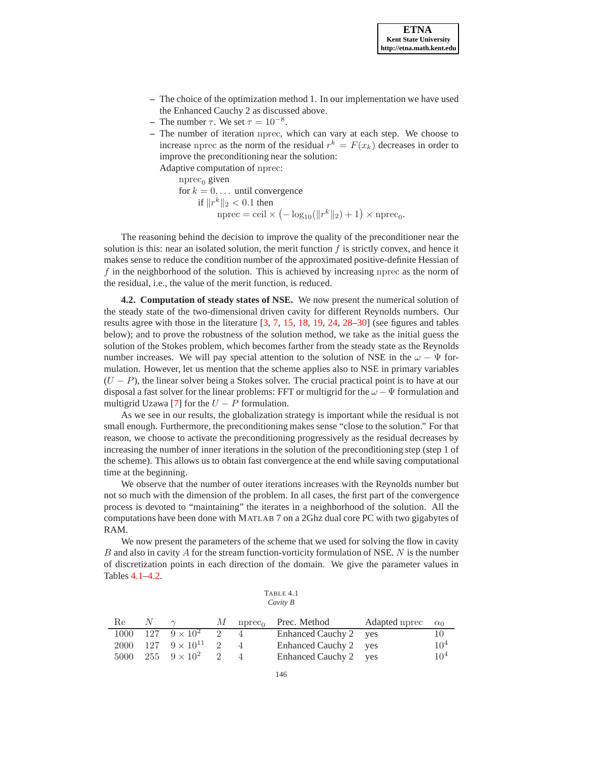- The choice of the optimization method 1. In our implementation we have used the Enhanced Cauchy 2 as discussed above.
- The number $\tau$. We set $\tau = 10^{-8}$.
- The number of iteration $\mathrm{nprec}$, which can vary at each step. We choose to increase $\mathrm{nprec}$ as the norm of the residual $r^k = F(x_k)$ decreases in order to improve the preconditioning near the solution:

  Adaptive computation of $\mathrm{nprec}$:

  $\mathrm{nprec}_0$ given

  for $k = 0, \ldots$ until convergence

  if $\|r^k\|_2 < 0.1$ then

  $$\mathrm{nprec} = \mathrm{ceil} \times \left(-\log_{10}(\|r^k\|_2) + 1\right) \times \mathrm{nprec}_0.$$

The reasoning behind the decision to improve the quality of the preconditioner near the solution is this: near an isolated solution, the merit function $f$ is strictly convex, and hence it makes sense to reduce the condition number of the approximated positive-definite Hessian of $f$ in the neighborhood of the solution. This is achieved by increasing $\mathrm{nprec}$ as the norm of the residual, i.e., the value of the merit function, is reduced.

**4.2. Computation of steady states of NSE.** We now present the numerical solution of the steady state of the two-dimensional driven cavity for different Reynolds numbers. Our results agree with those in the literature [3, 7, 15, 18, 19, 24, 28–30] (see figures and tables below); and to prove the robustness of the solution method, we take as the initial guess the solution of the Stokes problem, which becomes farther from the steady state as the Reynolds number increases. We will pay special attention to the solution of NSE in the $\omega - \Psi$ formulation. However, let us mention that the scheme applies also to NSE in primary variables $(U - P)$, the linear solver being a Stokes solver. The crucial practical point is to have at our disposal a fast solver for the linear problems: FFT or multigrid for the $\omega - \Psi$ formulation and multigrid Uzawa [7] for the $U - P$ formulation.

As we see in our results, the globalization strategy is important while the residual is not small enough. Furthermore, the preconditioning makes sense "close to the solution." For that reason, we choose to activate the preconditioning progressively as the residual decreases by increasing the number of inner iterations in the solution of the preconditioning step (step 1 of the scheme). This allows us to obtain fast convergence at the end while saving computational time at the beginning.

We observe that the number of outer iterations increases with the Reynolds number but not so much with the dimension of the problem. In all cases, the first part of the convergence process is devoted to "maintaining" the iterates in a neighborhood of the solution. All the computations have been done with MATLAB 7 on a 2Ghz dual core PC with two gigabytes of RAM.

We now present the parameters of the scheme that we used for solving the flow in cavity $B$ and also in cavity $A$ for the stream function-vorticity formulation of NSE. $N$ is the number of discretization points in each direction of the domain. We give the parameter values in Tables 4.1–4.2.

TABLE 4.1
*Cavity B*

| Re | $N$ | $\gamma$ | $M$ | $\mathrm{nprec}_0$ | Prec. Method | Adapted nprec | $\alpha_0$ |
|---|---|---|---|---|---|---|---|
| 1000 | 127 | $9 \times 10^2$ | 2 | 4 | Enhanced Cauchy 2 | yes | 10 |
| 2000 | 127 | $9 \times 10^{11}$ | 2 | 4 | Enhanced Cauchy 2 | yes | $10^4$ |
| 5000 | 255 | $9 \times 10^2$ | 2 | 4 | Enhanced Cauchy 2 | yes | $10^4$ |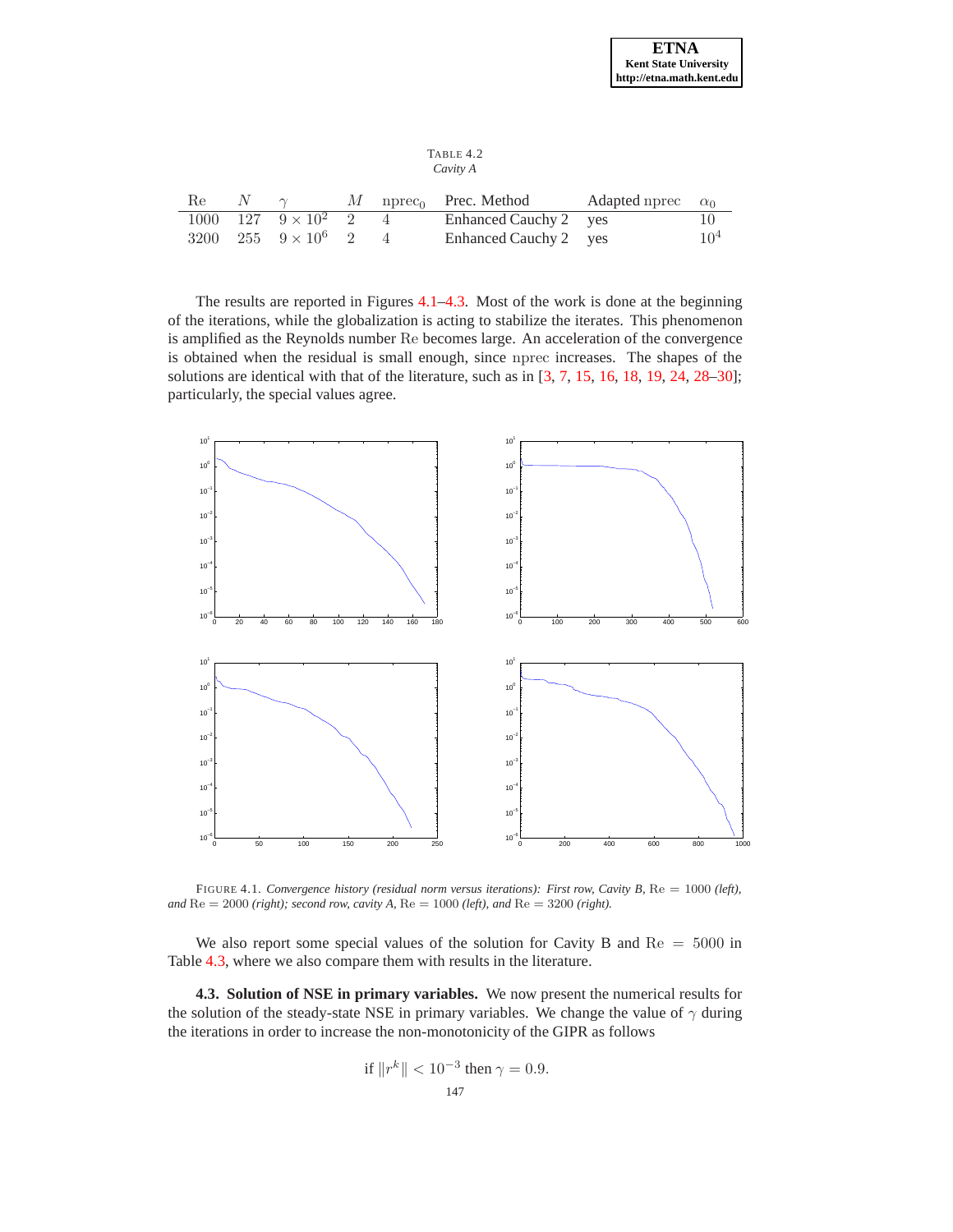TABLE 4.2
*Cavity A*

| Re | $N$ | $\gamma$ | $M$ | $\text{nprec}_0$ | Prec. Method | Adapted nprec | $\alpha_0$ |
|---|---|---|---|---|---|---|---|
| 1000 | 127 | $9 \times 10^2$ | 2 | 4 | Enhanced Cauchy 2 | yes | 10 |
| 3200 | 255 | $9 \times 10^6$ | 2 | 4 | Enhanced Cauchy 2 | yes | $10^4$ |

The results are reported in Figures 4.1–4.3. Most of the work is done at the beginning of the iterations, while the globalization is acting to stabilize the iterates. This phenomenon is amplified as the Reynolds number Re becomes large. An acceleration of the convergence is obtained when the residual is small enough, since nprec increases. The shapes of the solutions are identical with that of the literature, such as in [3, 7, 15, 16, 18, 19, 24, 28–30]; particularly, the special values agree.

$10^1$
$10^0$
$10^{-1}$
$10^{-2}$
$10^{-3}$
$10^{-4}$
$10^{-5}$
$10^{-6}$
0 20 40 60 80 100 120 140 160 180

$10^1$
$10^0$
$10^{-1}$
$10^{-2}$
$10^{-3}$
$10^{-4}$
$10^{-5}$
$10^{-6}$
0 100 200 300 400 500 600

$10^1$
$10^0$
$10^{-1}$
$10^{-2}$
$10^{-3}$
$10^{-4}$
$10^{-5}$
$10^{-6}$
0 50 100 150 200 250

$10^1$
$10^0$
$10^{-1}$
$10^{-2}$
$10^{-3}$
$10^{-4}$
$10^{-5}$
$10^{-6}$
0 200 400 600 800 1000

FIGURE 4.1. *Convergence history (residual norm versus iterations): First row, Cavity B,* $\text{Re} = 1000$ *(left), and* $\text{Re} = 2000$ *(right); second row, cavity A,* $\text{Re} = 1000$ *(left), and* $\text{Re} = 3200$ *(right).*

We also report some special values of the solution for Cavity B and $\text{Re} = 5000$ in Table 4.3, where we also compare them with results in the literature.

**4.3. Solution of NSE in primary variables.** We now present the numerical results for the solution of the steady-state NSE in primary variables. We change the value of $\gamma$ during the iterations in order to increase the non-monotonicity of the GIPR as follows

$$\text{if } \|r^k\| < 10^{-3} \text{ then } \gamma = 0.9.$$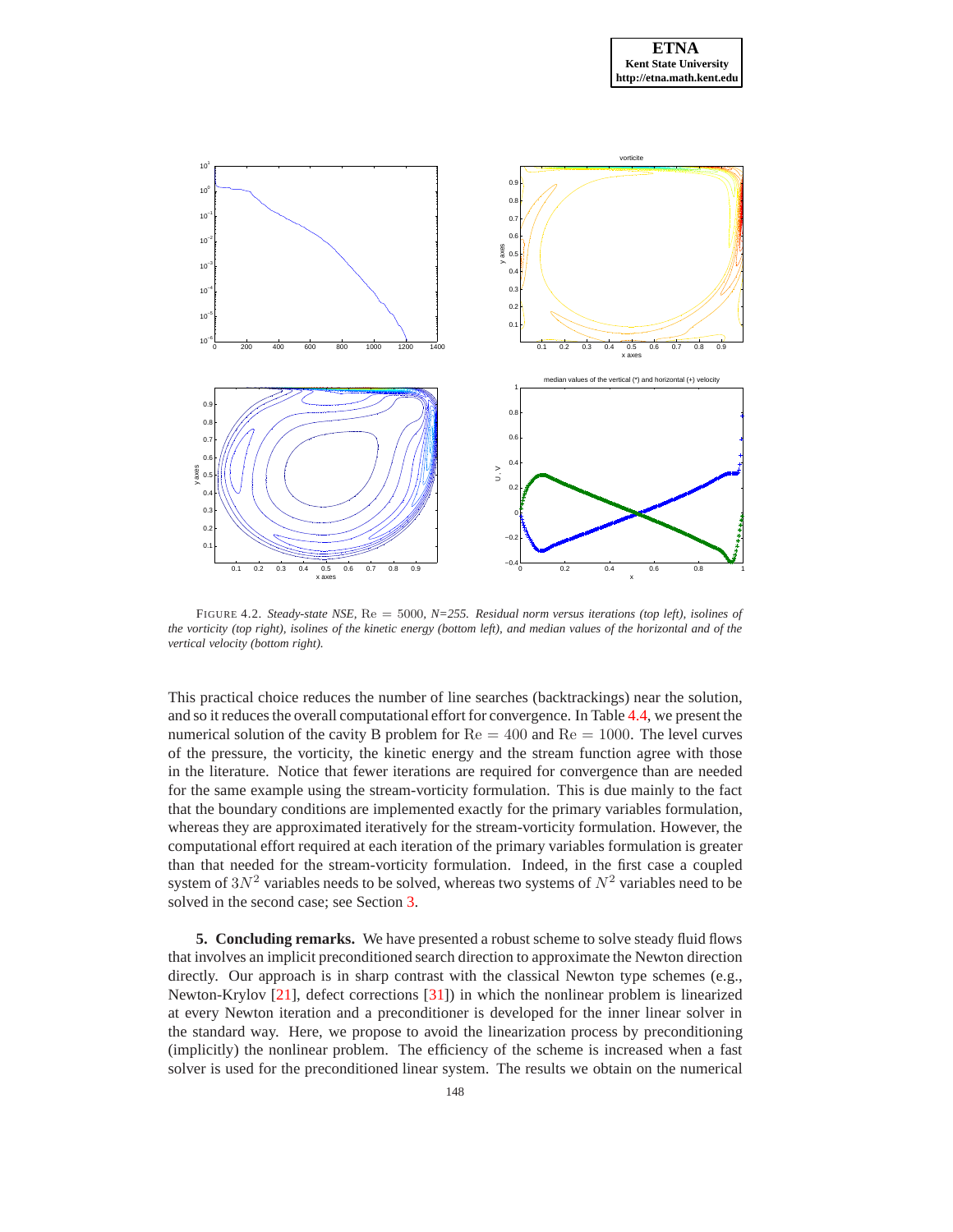10^1
10^0
10^-1
10^-2
10^-3
10^-4
10^-5
10^-6
0 200 400 600 800 1000 1200 1400

vorticite
y axes
x axes

y axes
x axes

median values of the vertical (*) and horizontal (+) velocity
U , V
x

FIGURE 4.2. *Steady-state NSE,* $\mathrm{Re} = 5000$*, N=255. Residual norm versus iterations (top left), isolines of the vorticity (top right), isolines of the kinetic energy (bottom left), and median values of the horizontal and of the vertical velocity (bottom right).*

This practical choice reduces the number of line searches (backtrackings) near the solution, and so it reduces the overall computational effort for convergence. In Table 4.4, we present the numerical solution of the cavity B problem for $\mathrm{Re} = 400$ and $\mathrm{Re} = 1000$. The level curves of the pressure, the vorticity, the kinetic energy and the stream function agree with those in the literature. Notice that fewer iterations are required for convergence than are needed for the same example using the stream-vorticity formulation. This is due mainly to the fact that the boundary conditions are implemented exactly for the primary variables formulation, whereas they are approximated iteratively for the stream-vorticity formulation. However, the computational effort required at each iteration of the primary variables formulation is greater than that needed for the stream-vorticity formulation. Indeed, in the first case a coupled system of $3N^2$ variables needs to be solved, whereas two systems of $N^2$ variables need to be solved in the second case; see Section 3.

**5. Concluding remarks.** We have presented a robust scheme to solve steady fluid flows that involves an implicit preconditioned search direction to approximate the Newton direction directly. Our approach is in sharp contrast with the classical Newton type schemes (e.g., Newton-Krylov [21], defect corrections [31]) in which the nonlinear problem is linearized at every Newton iteration and a preconditioner is developed for the inner linear solver in the standard way. Here, we propose to avoid the linearization process by preconditioning (implicitly) the nonlinear problem. The efficiency of the scheme is increased when a fast solver is used for the preconditioned linear system. The results we obtain on the numerical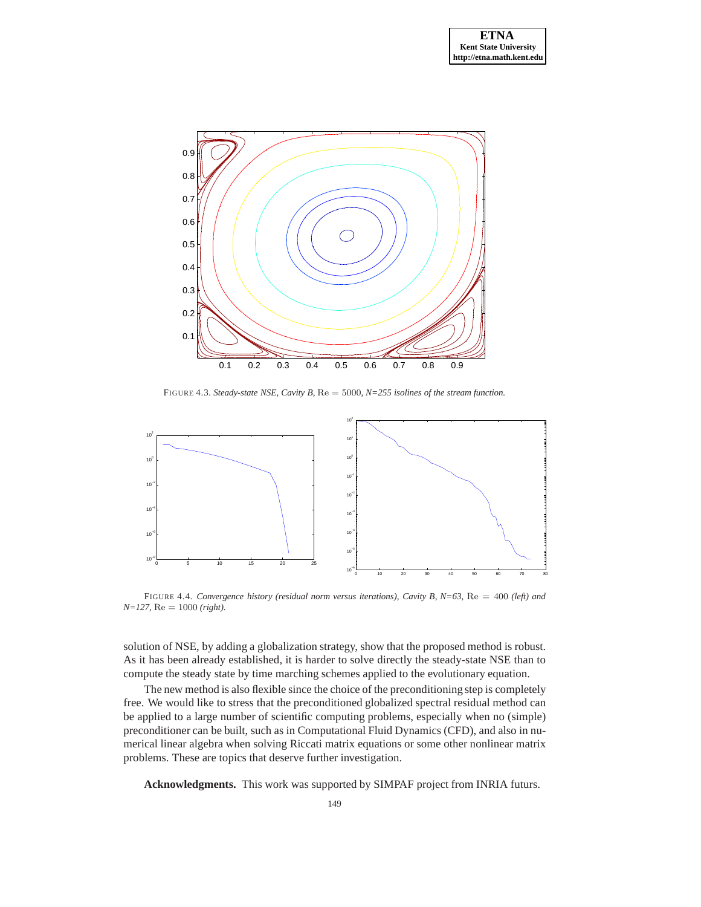0.9
0.8
0.7
0.6
0.5
0.4
0.3
0.2
0.1

0.1 0.2 0.3 0.4 0.5 0.6 0.7 0.8 0.9

FIGURE 4.3. *Steady-state NSE, Cavity B,* $\mathrm{Re} = 5000$*, N=255 isolines of the stream function.*

$10^{2}$
$10^{0}$
$10^{-2}$
$10^{-4}$
$10^{-6}$
$10^{-8}$

0 5 10 15 20 25

$10^{2}$
$10^{1}$
$10^{0}$
$10^{-1}$
$10^{-2}$
$10^{-3}$
$10^{-4}$
$10^{-5}$
$10^{-6}$

0 10 20 30 40 50 60 70 80

FIGURE 4.4. *Convergence history (residual norm versus iterations), Cavity B, N=63,* $\mathrm{Re} = 400$ *(left) and N=127,* $\mathrm{Re} = 1000$ *(right).*

solution of NSE, by adding a globalization strategy, show that the proposed method is robust. As it has been already established, it is harder to solve directly the steady-state NSE than to compute the steady state by time marching schemes applied to the evolutionary equation.

The new method is also flexible since the choice of the preconditioning step is completely free. We would like to stress that the preconditioned globalized spectral residual method can be applied to a large number of scientific computing problems, especially when no (simple) preconditioner can be built, such as in Computational Fluid Dynamics (CFD), and also in numerical linear algebra when solving Riccati matrix equations or some other nonlinear matrix problems. These are topics that deserve further investigation.

**Acknowledgments.** This work was supported by SIMPAF project from INRIA futurs.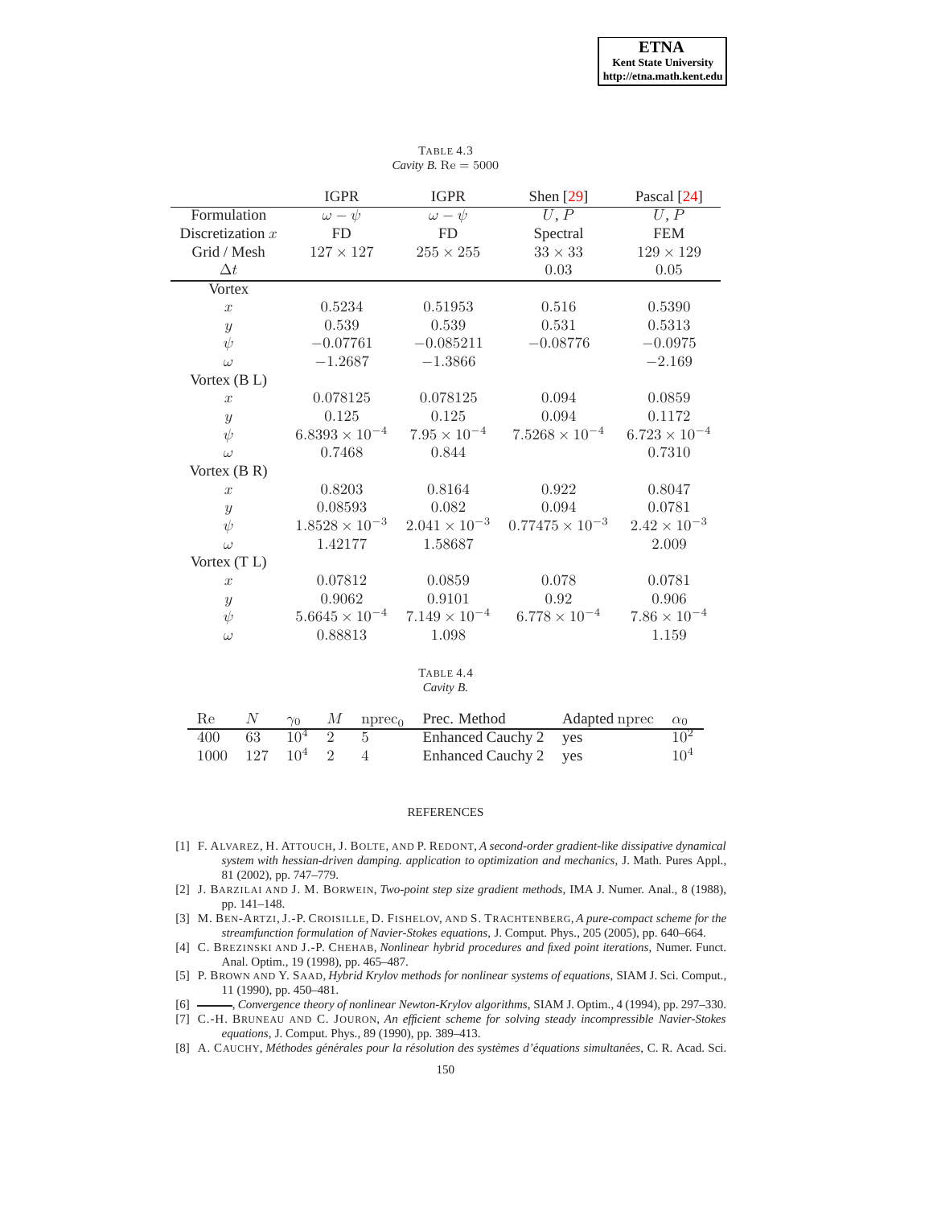TABLE 4.3
*Cavity B.* $\mathrm{Re} = 5000$

| | IGPR | IGPR | Shen [29] | Pascal [24] |
|---|---|---|---|---|
| Formulation | $\omega - \psi$ | $\omega - \psi$ | $U, P$ | $U, P$ |
| Discretization $x$ | FD | FD | Spectral | FEM |
| Grid / Mesh | $127 \times 127$ | $255 \times 255$ | $33 \times 33$ | $129 \times 129$ |
| $\Delta t$ | | | $0.03$ | $0.05$ |
| Vortex | | | | |
| $x$ | $0.5234$ | $0.51953$ | $0.516$ | $0.5390$ |
| $y$ | $0.539$ | $0.539$ | $0.531$ | $0.5313$ |
| $\psi$ | $-0.07761$ | $-0.085211$ | $-0.08776$ | $-0.0975$ |
| $\omega$ | $-1.2687$ | $-1.3866$ | | $-2.169$ |
| Vortex (B L) | | | | |
| $x$ | $0.078125$ | $0.078125$ | $0.094$ | $0.0859$ |
| $y$ | $0.125$ | $0.125$ | $0.094$ | $0.1172$ |
| $\psi$ | $6.8393 \times 10^{-4}$ | $7.95 \times 10^{-4}$ | $7.5268 \times 10^{-4}$ | $6.723 \times 10^{-4}$ |
| $\omega$ | $0.7468$ | $0.844$ | | $0.7310$ |
| Vortex (B R) | | | | |
| $x$ | $0.8203$ | $0.8164$ | $0.922$ | $0.8047$ |
| $y$ | $0.08593$ | $0.082$ | $0.094$ | $0.0781$ |
| $\psi$ | $1.8528 \times 10^{-3}$ | $2.041 \times 10^{-3}$ | $0.77475 \times 10^{-3}$ | $2.42 \times 10^{-3}$ |
| $\omega$ | $1.42177$ | $1.58687$ | | $2.009$ |
| Vortex (T L) | | | | |
| $x$ | $0.07812$ | $0.0859$ | $0.078$ | $0.0781$ |
| $y$ | $0.9062$ | $0.9101$ | $0.92$ | $0.906$ |
| $\psi$ | $5.6645 \times 10^{-4}$ | $7.149 \times 10^{-4}$ | $6.778 \times 10^{-4}$ | $7.86 \times 10^{-4}$ |
| $\omega$ | $0.88813$ | $1.098$ | | $1.159$ |

TABLE 4.4
*Cavity B.*

| Re | $N$ | $\gamma_0$ | $M$ | $\mathrm{nprec}_0$ | Prec. Method | Adapted nprec | $\alpha_0$ |
|---|---|---|---|---|---|---|---|
| 400 | 63 | $10^4$ | 2 | 5 | Enhanced Cauchy 2 | yes | $10^2$ |
| 1000 | 127 | $10^4$ | 2 | 4 | Enhanced Cauchy 2 | yes | $10^4$ |

## REFERENCES

[1] F. ALVAREZ, H. ATTOUCH, J. BOLTE, AND P. REDONT, *A second-order gradient-like dissipative dynamical system with hessian-driven damping. application to optimization and mechanics*, J. Math. Pures Appl., 81 (2002), pp. 747–779.

[2] J. BARZILAI AND J. M. BORWEIN, *Two-point step size gradient methods*, IMA J. Numer. Anal., 8 (1988), pp. 141–148.

[3] M. BEN-ARTZI, J.-P. CROISILLE, D. FISHELOV, AND S. TRACHTENBERG, *A pure-compact scheme for the streamfunction formulation of Navier-Stokes equations*, J. Comput. Phys., 205 (2005), pp. 640–664.

[4] C. BREZINSKI AND J.-P. CHEHAB, *Nonlinear hybrid procedures and fixed point iterations*, Numer. Funct. Anal. Optim., 19 (1998), pp. 465–487.

[5] P. BROWN AND Y. SAAD, *Hybrid Krylov methods for nonlinear systems of equations*, SIAM J. Sci. Comput., 11 (1990), pp. 450–481.

[6] ———, *Convergence theory of nonlinear Newton-Krylov algorithms*, SIAM J. Optim., 4 (1994), pp. 297–330.

[7] C.-H. BRUNEAU AND C. JOURON, *An efficient scheme for solving steady incompressible Navier-Stokes equations*, J. Comput. Phys., 89 (1990), pp. 389–413.

[8] A. CAUCHY, *Méthodes générales pour la résolution des systèmes d'équations simultanées*, C. R. Acad. Sci.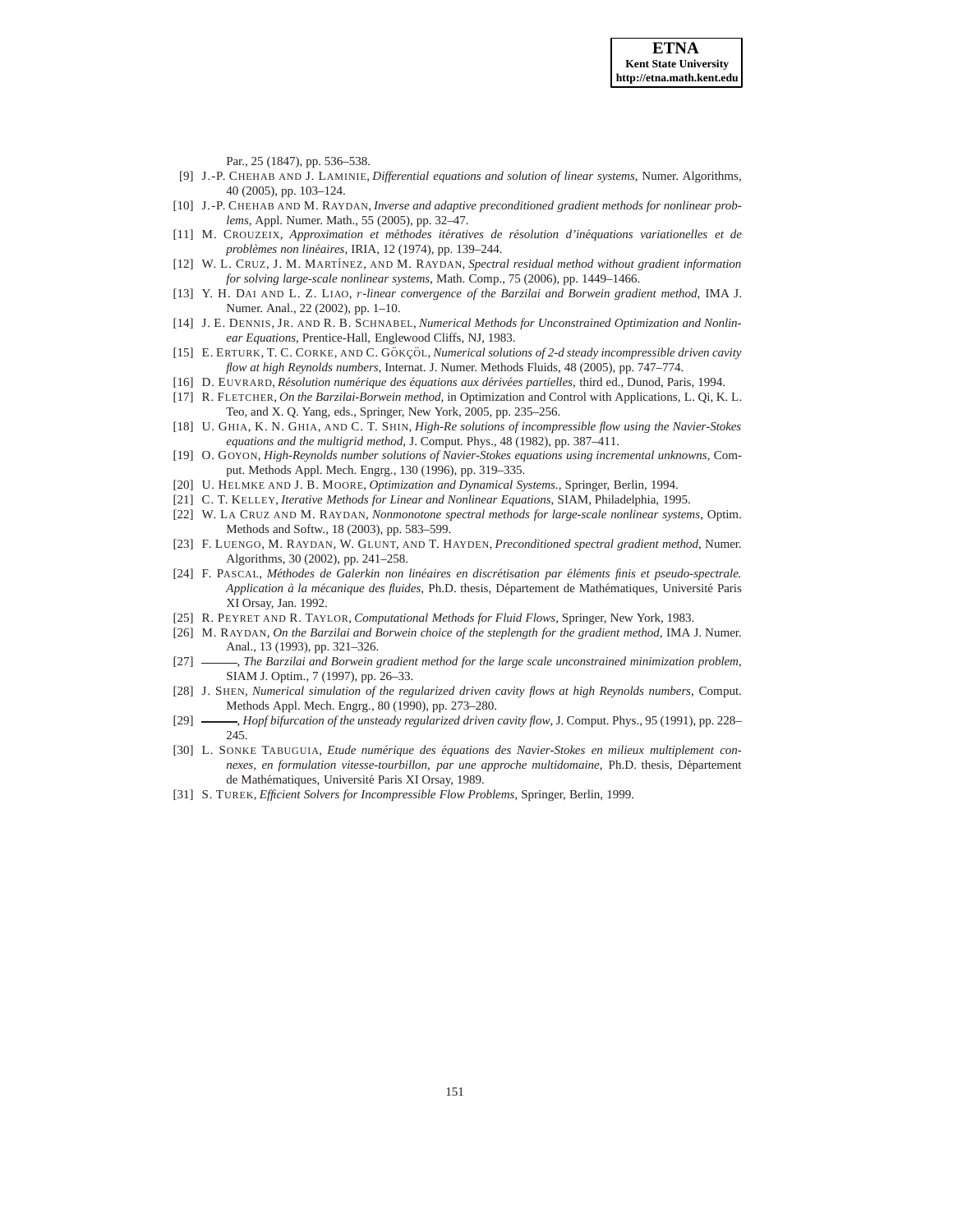Par., 25 (1847), pp. 536–538.

[9] J.-P. CHEHAB AND J. LAMINIE, *Differential equations and solution of linear systems*, Numer. Algorithms, 40 (2005), pp. 103–124.

[10] J.-P. CHEHAB AND M. RAYDAN, *Inverse and adaptive preconditioned gradient methods for nonlinear problems*, Appl. Numer. Math., 55 (2005), pp. 32–47.

[11] M. CROUZEIX, *Approximation et méthodes itératives de résolution d'inéquations variationelles et de problèmes non linéaires*, IRIA, 12 (1974), pp. 139–244.

[12] W. L. CRUZ, J. M. MARTÍNEZ, AND M. RAYDAN, *Spectral residual method without gradient information for solving large-scale nonlinear systems*, Math. Comp., 75 (2006), pp. 1449–1466.

[13] Y. H. DAI AND L. Z. LIAO, *$r$-linear convergence of the Barzilai and Borwein gradient method*, IMA J. Numer. Anal., 22 (2002), pp. 1–10.

[14] J. E. DENNIS, JR. AND R. B. SCHNABEL, *Numerical Methods for Unconstrained Optimization and Nonlinear Equations*, Prentice-Hall, Englewood Cliffs, NJ, 1983.

[15] E. ERTURK, T. C. CORKE, AND C. GÖKÇÖL, *Numerical solutions of 2-d steady incompressible driven cavity flow at high Reynolds numbers*, Internat. J. Numer. Methods Fluids, 48 (2005), pp. 747–774.

[16] D. EUVRARD, *Résolution numérique des équations aux dérivées partielles*, third ed., Dunod, Paris, 1994.

[17] R. FLETCHER, *On the Barzilai-Borwein method*, in Optimization and Control with Applications, L. Qi, K. L. Teo, and X. Q. Yang, eds., Springer, New York, 2005, pp. 235–256.

[18] U. GHIA, K. N. GHIA, AND C. T. SHIN, *High-Re solutions of incompressible flow using the Navier-Stokes equations and the multigrid method*, J. Comput. Phys., 48 (1982), pp. 387–411.

[19] O. GOYON, *High-Reynolds number solutions of Navier-Stokes equations using incremental unknowns*, Comput. Methods Appl. Mech. Engrg., 130 (1996), pp. 319–335.

[20] U. HELMKE AND J. B. MOORE, *Optimization and Dynamical Systems.*, Springer, Berlin, 1994.

[21] C. T. KELLEY, *Iterative Methods for Linear and Nonlinear Equations*, SIAM, Philadelphia, 1995.

[22] W. LA CRUZ AND M. RAYDAN, *Nonmonotone spectral methods for large-scale nonlinear systems*, Optim. Methods and Softw., 18 (2003), pp. 583–599.

[23] F. LUENGO, M. RAYDAN, W. GLUNT, AND T. HAYDEN, *Preconditioned spectral gradient method*, Numer. Algorithms, 30 (2002), pp. 241–258.

[24] F. PASCAL, *Méthodes de Galerkin non linéaires en discrétisation par éléments finis et pseudo-spectrale. Application à la mécanique des fluides*, Ph.D. thesis, Département de Mathématiques, Université Paris XI Orsay, Jan. 1992.

[25] R. PEYRET AND R. TAYLOR, *Computational Methods for Fluid Flows*, Springer, New York, 1983.

[26] M. RAYDAN, *On the Barzilai and Borwein choice of the steplength for the gradient method*, IMA J. Numer. Anal., 13 (1993), pp. 321–326.

[27] ———, *The Barzilai and Borwein gradient method for the large scale unconstrained minimization problem*, SIAM J. Optim., 7 (1997), pp. 26–33.

[28] J. SHEN, *Numerical simulation of the regularized driven cavity flows at high Reynolds numbers*, Comput. Methods Appl. Mech. Engrg., 80 (1990), pp. 273–280.

[29] ———, *Hopf bifurcation of the unsteady regularized driven cavity flow*, J. Comput. Phys., 95 (1991), pp. 228–245.

[30] L. SONKE TABUGUIA, *Etude numérique des équations des Navier-Stokes en milieux multiplement connexes, en formulation vitesse-tourbillon, par une approche multidomaine*, Ph.D. thesis, Département de Mathématiques, Université Paris XI Orsay, 1989.

[31] S. TUREK, *Efficient Solvers for Incompressible Flow Problems*, Springer, Berlin, 1999.